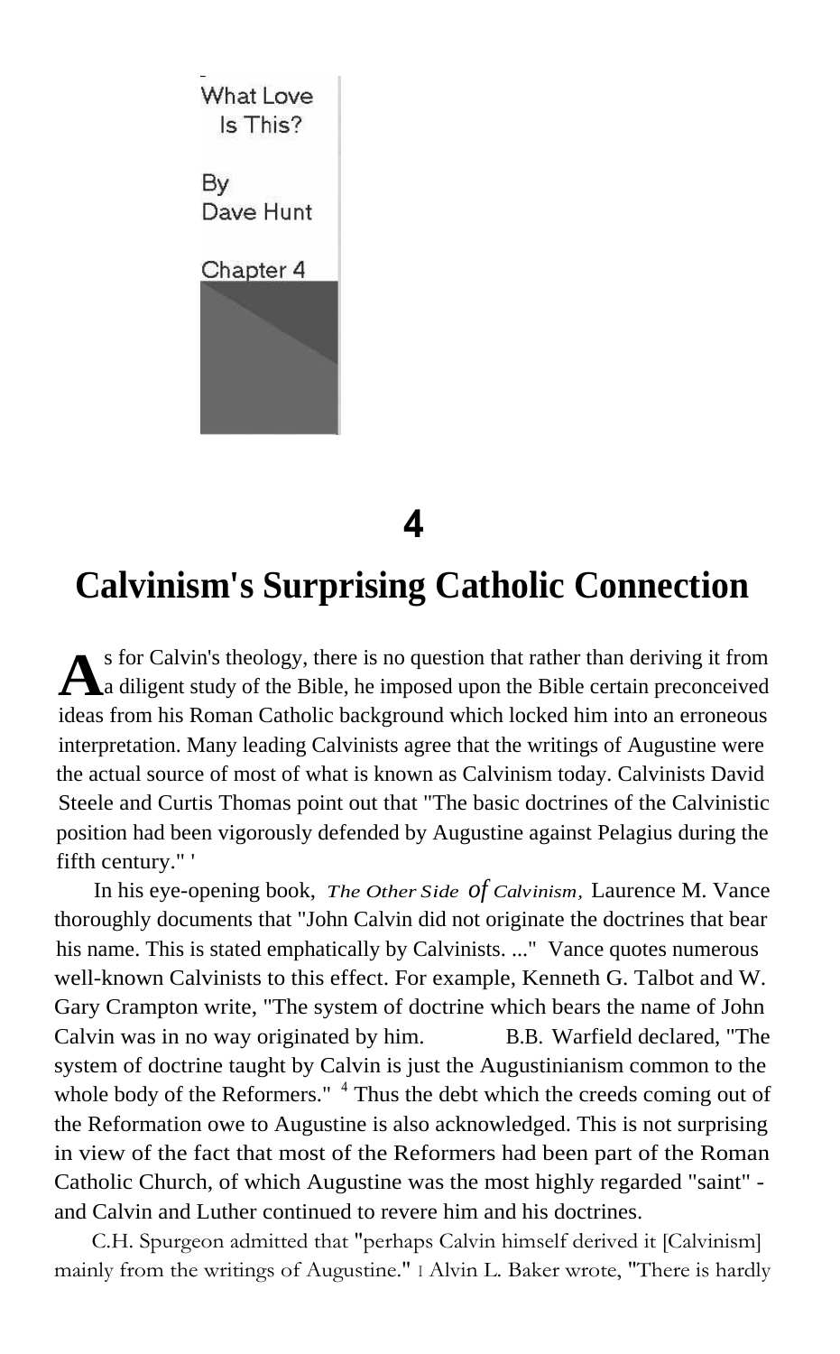What Love Is This?

By Dave Hunt

Chapter 4

# 4

# Calvinism's Surprising Catholic Connection

As for Calvin's theology, there is no question that rather than deriving it from a diligent study of the Bible, he imposed upon the Bible certain preconceived ideas from his Roman Catholic background which locked him into an erroneous interpretation. Many leading Calvinists agree that the writings of Augustine were the actual source of most of what is known as Calvinism today. Calvinists David Steele and Curtis Thomas point out that "The basic doctrines of the Calvinistic position had been vigorously defended by Augustine against Pelagius during the fifth century." '

In his eye-opening book, *The Other Side of Calvinism,* Laurence M. Vance thoroughly documents that "John Calvin did not originate the doctrines that bear his name. This is stated emphatically by Calvinists. ..." Vance quotes numerous well-known Calvinists to this effect. For example, Kenneth G. Talbot and W. Gary Crampton write, "The system of doctrine which bears the name of John Calvin was in no way originated by him. B.B. Warfield declared, "The system of doctrine taught by Calvin is just the Augustinianism common to the whole body of the Reformers."[4] Thus the debt which the creeds coming out of the Reformation owe to Augustine is also acknowledged. This is not surprising in view of the fact that most of the Reformers had been part of the Roman Catholic Church, of which Augustine was the most highly regarded "saint" - and Calvin and Luther continued to revere him and his doctrines.

C.H. Spurgeon admitted that "perhaps Calvin himself derived it [Calvinism] mainly from the writings of Augustine." I Alvin L. Baker wrote, "There is hardly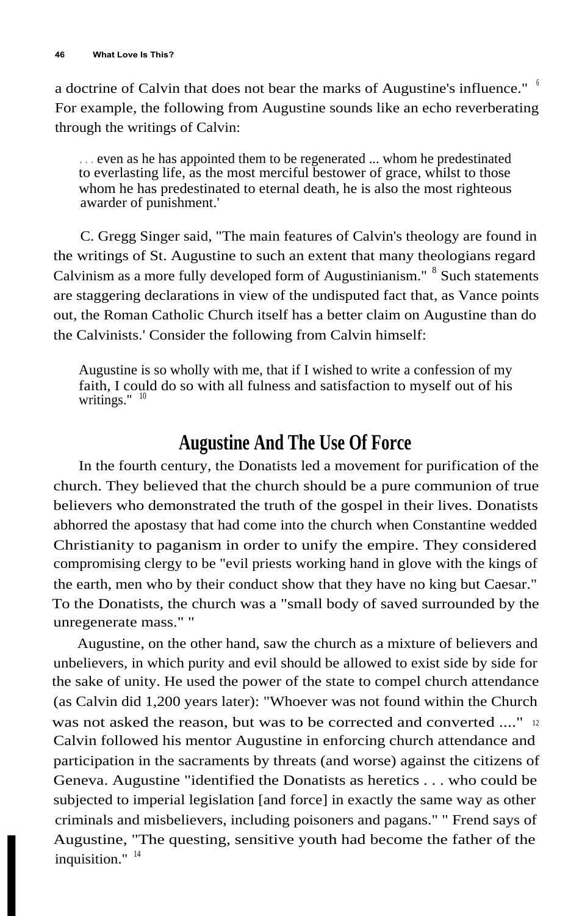a doctrine of Calvin that does not bear the marks of Augustine's influence."[6] For example, the following from Augustine sounds like an echo reverberating through the writings of Calvin:

> . . . even as he has appointed them to be regenerated ... whom he predestinated to everlasting life, as the most merciful bestower of grace, whilst to those whom he has predestinated to eternal death, he is also the most righteous awarder of punishment.'

C. Gregg Singer said, "The main features of Calvin's theology are found in the writings of St. Augustine to such an extent that many theologians regard Calvinism as a more fully developed form of Augustinianism."[8] Such statements are staggering declarations in view of the undisputed fact that, as Vance points out, the Roman Catholic Church itself has a better claim on Augustine than do the Calvinists.' Consider the following from Calvin himself:

> Augustine is so wholly with me, that if I wished to write a confession of my faith, I could do so with all fulness and satisfaction to myself out of his writings."[10]

## Augustine And The Use Of Force

In the fourth century, the Donatists led a movement for purification of the church. They believed that the church should be a pure communion of true believers who demonstrated the truth of the gospel in their lives. Donatists abhorred the apostasy that had come into the church when Constantine wedded Christianity to paganism in order to unify the empire. They considered compromising clergy to be "evil priests working hand in glove with the kings of the earth, men who by their conduct show that they have no king but Caesar." To the Donatists, the church was a "small body of saved surrounded by the unregenerate mass." "

Augustine, on the other hand, saw the church as a mixture of believers and unbelievers, in which purity and evil should be allowed to exist side by side for the sake of unity. He used the power of the state to compel church attendance (as Calvin did 1,200 years later): "Whoever was not found within the Church was not asked the reason, but was to be corrected and converted ...."[12] Calvin followed his mentor Augustine in enforcing church attendance and participation in the sacraments by threats (and worse) against the citizens of Geneva. Augustine "identified the Donatists as heretics . . . who could be subjected to imperial legislation [and force] in exactly the same way as other criminals and misbelievers, including poisoners and pagans." " Frend says of Augustine, "The questing, sensitive youth had become the father of the inquisition."[14]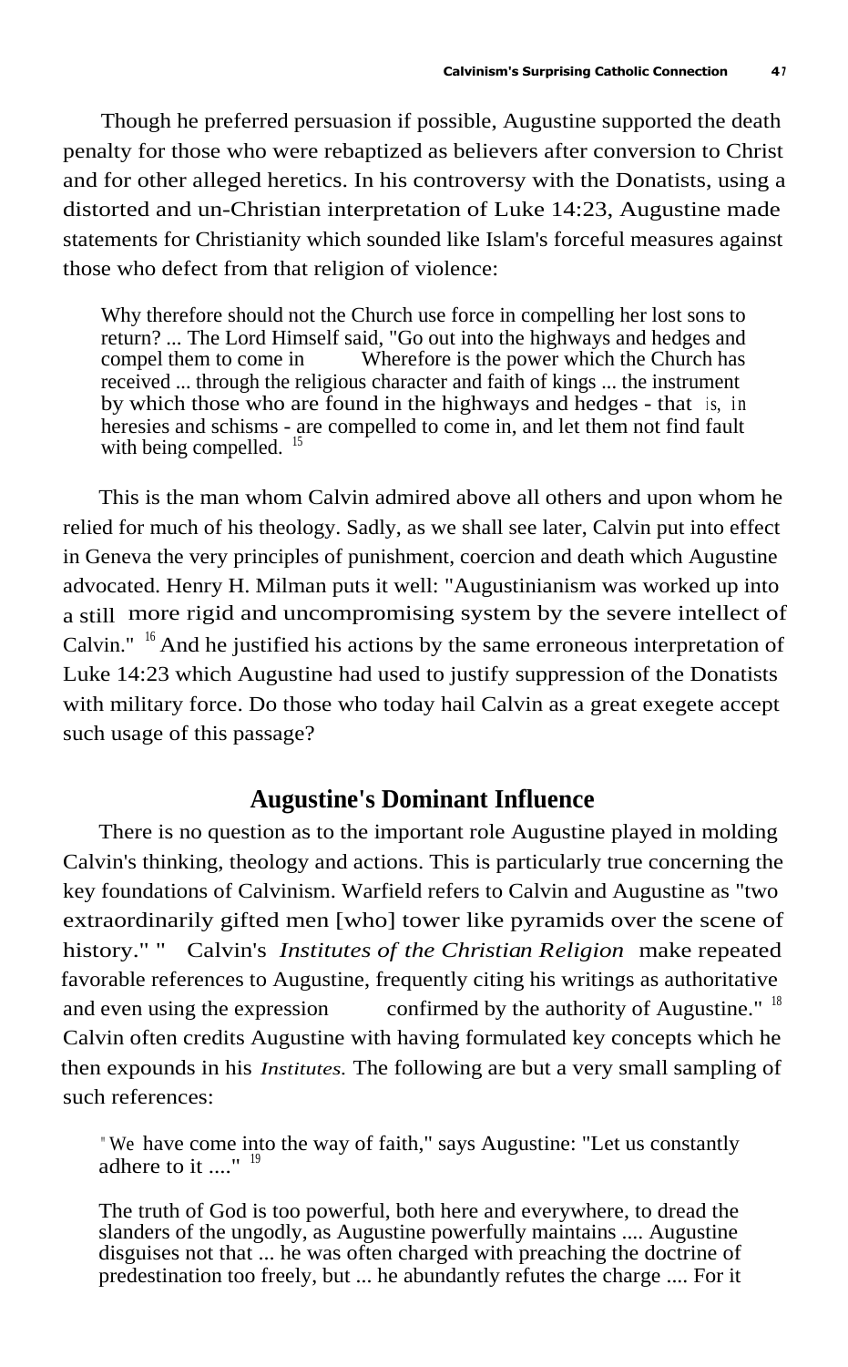Though he preferred persuasion if possible, Augustine supported the death penalty for those who were rebaptized as believers after conversion to Christ and for other alleged heretics. In his controversy with the Donatists, using a distorted and un-Christian interpretation of Luke 14:23, Augustine made statements for Christianity which sounded like Islam's forceful measures against those who defect from that religion of violence:

> Why therefore should not the Church use force in compelling her lost sons to return? ... The Lord Himself said, "Go out into the highways and hedges and compel them to come in ..... Wherefore is the power which the Church has received ... through the religious character and faith of kings ... the instrument by which those who are found in the highways and hedges - that is, in heresies and schisms - are compelled to come in, and let them not find fault with being compelled. [15]

This is the man whom Calvin admired above all others and upon whom he relied for much of his theology. Sadly, as we shall see later, Calvin put into effect in Geneva the very principles of punishment, coercion and death which Augustine advocated. Henry H. Milman puts it well: "Augustinianism was worked up into a still more rigid and uncompromising system by the severe intellect of Calvin." [16] And he justified his actions by the same erroneous interpretation of Luke 14:23 which Augustine had used to justify suppression of the Donatists with military force. Do those who today hail Calvin as a great exegete accept such usage of this passage?

## Augustine's Dominant Influence

There is no question as to the important role Augustine played in molding Calvin's thinking, theology and actions. This is particularly true concerning the key foundations of Calvinism. Warfield refers to Calvin and Augustine as "two extraordinarily gifted men [who] tower like pyramids over the scene of history." [17] Calvin's *Institutes of the Christian Religion* make repeated favorable references to Augustine, frequently citing his writings as authoritative and even using the expression "... confirmed by the authority of Augustine." [18] Calvin often credits Augustine with having formulated key concepts which he then expounds in his *Institutes.* The following are but a very small sampling of such references:

> "We have come into the way of faith," says Augustine: "Let us constantly adhere to it ...." [19]

> The truth of God is too powerful, both here and everywhere, to dread the slanders of the ungodly, as Augustine powerfully maintains .... Augustine disguises not that ... he was often charged with preaching the doctrine of predestination too freely, but ... he abundantly refutes the charge .... For it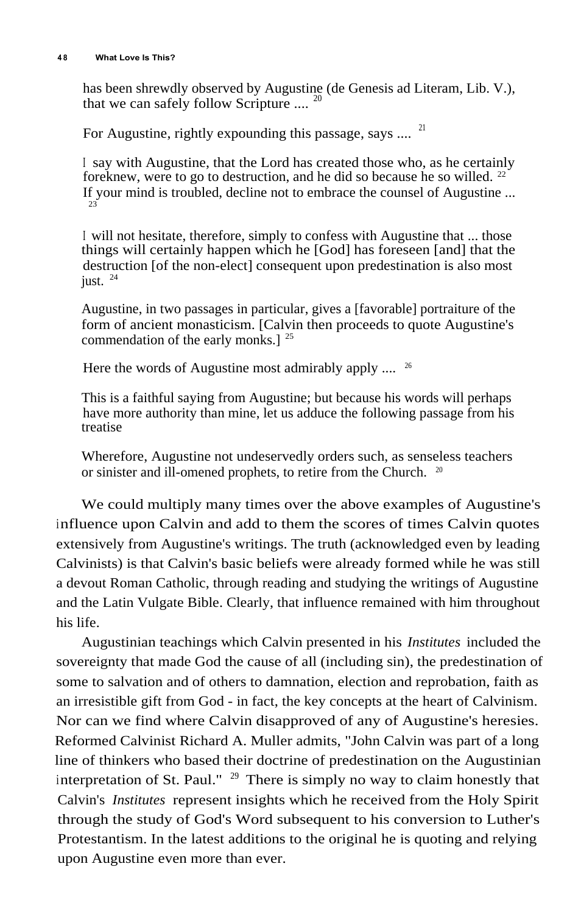> has been shrewdly observed by Augustine (de Genesis ad Literam, Lib. V.), that we can safely follow Scripture .... [20]

> For Augustine, rightly expounding this passage, says .... [21]

> I say with Augustine, that the Lord has created those who, as he certainly foreknew, were to go to destruction, and he did so because he so willed. [22] If your mind is troubled, decline not to embrace the counsel of Augustine ... [23]

> I will not hesitate, therefore, simply to confess with Augustine that ... those things will certainly happen which he [God] has foreseen [and] that the destruction [of the non-elect] consequent upon predestination is also most just. [24]

> Augustine, in two passages in particular, gives a [favorable] portraiture of the form of ancient monasticism. [Calvin then proceeds to quote Augustine's commendation of the early monks.] [25]

> Here the words of Augustine most admirably apply .... [26]

> This is a faithful saying from Augustine; but because his words will perhaps have more authority than mine, let us adduce the following passage from his treatise

> Wherefore, Augustine not undeservedly orders such, as senseless teachers or sinister and ill-omened prophets, to retire from the Church. [20]

We could multiply many times over the above examples of Augustine's influence upon Calvin and add to them the scores of times Calvin quotes extensively from Augustine's writings. The truth (acknowledged even by leading Calvinists) is that Calvin's basic beliefs were already formed while he was still a devout Roman Catholic, through reading and studying the writings of Augustine and the Latin Vulgate Bible. Clearly, that influence remained with him throughout his life.

Augustinian teachings which Calvin presented in his *Institutes* included the sovereignty that made God the cause of all (including sin), the predestination of some to salvation and of others to damnation, election and reprobation, faith as an irresistible gift from God - in fact, the key concepts at the heart of Calvinism. Nor can we find where Calvin disapproved of any of Augustine's heresies. Reformed Calvinist Richard A. Muller admits, "John Calvin was part of a long line of thinkers who based their doctrine of predestination on the Augustinian interpretation of St. Paul." [29] There is simply no way to claim honestly that Calvin's *Institutes* represent insights which he received from the Holy Spirit through the study of God's Word subsequent to his conversion to Luther's Protestantism. In the latest additions to the original he is quoting and relying upon Augustine even more than ever.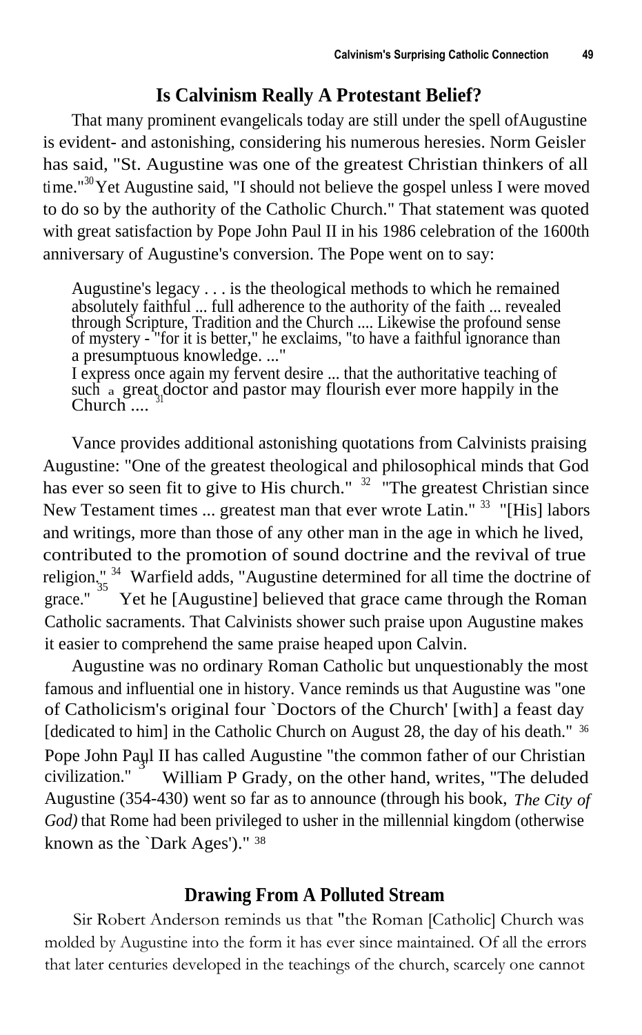## Is Calvinism Really A Protestant Belief?

That many prominent evangelicals today are still under the spell of Augustine is evident- and astonishing, considering his numerous heresies. Norm Geisler has said, "St. Augustine was one of the greatest Christian thinkers of all time."[30] Yet Augustine said, "I should not believe the gospel unless I were moved to do so by the authority of the Catholic Church." That statement was quoted with great satisfaction by Pope John Paul II in his 1986 celebration of the 1600th anniversary of Augustine's conversion. The Pope went on to say:

> Augustine's legacy . . . is the theological methods to which he remained absolutely faithful ... full adherence to the authority of the faith ... revealed through Scripture, Tradition and the Church .... Likewise the profound sense of mystery - "for it is better," he exclaims, "to have a faithful ignorance than a presumptuous knowledge. ..."
>
> I express once again my fervent desire ... that the authoritative teaching of such a great doctor and pastor may flourish ever more happily in the Church ....[31]

Vance provides additional astonishing quotations from Calvinists praising Augustine: "One of the greatest theological and philosophical minds that God has ever so seen fit to give to His church."[32] "The greatest Christian since New Testament times ... greatest man that ever wrote Latin."[33] "[His] labors and writings, more than those of any other man in the age in which he lived, contributed to the promotion of sound doctrine and the revival of true religion."[34] Warfield adds, "Augustine determined for all time the doctrine of grace."[35] Yet he [Augustine] believed that grace came through the Roman Catholic sacraments. That Calvinists shower such praise upon Augustine makes it easier to comprehend the same praise heaped upon Calvin.

Augustine was no ordinary Roman Catholic but unquestionably the most famous and influential one in history. Vance reminds us that Augustine was "one of Catholicism's original four `Doctors of the Church' [with] a feast day [dedicated to him] in the Catholic Church on August 28, the day of his death."[36] Pope John Paul II has called Augustine "the common father of our Christian civilization."[37] William P Grady, on the other hand, writes, "The deluded Augustine (354-430) went so far as to announce (through his book, *The City of God)* that Rome had been privileged to usher in the millennial kingdom (otherwise known as the `Dark Ages')."[38]

## Drawing From A Polluted Stream

Sir Robert Anderson reminds us that "the Roman [Catholic] Church was molded by Augustine into the form it has ever since maintained. Of all the errors that later centuries developed in the teachings of the church, scarcely one cannot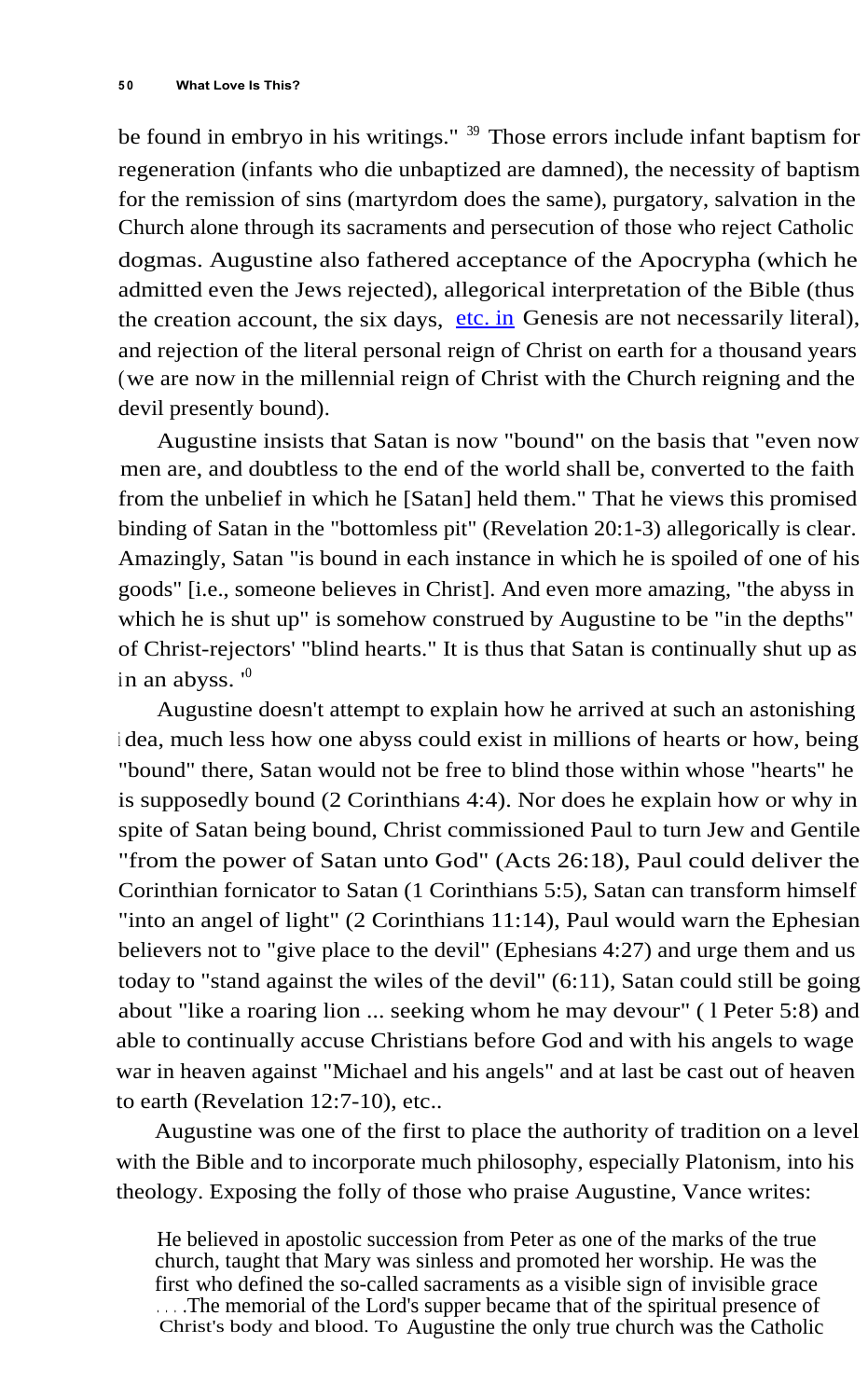be found in embryo in his writings."[39] Those errors include infant baptism for regeneration (infants who die unbaptized are damned), the necessity of baptism for the remission of sins (martyrdom does the same), purgatory, salvation in the Church alone through its sacraments and persecution of those who reject Catholic dogmas. Augustine also fathered acceptance of the Apocrypha (which he admitted even the Jews rejected), allegorical interpretation of the Bible (thus the creation account, the six days, etc. in Genesis are not necessarily literal), and rejection of the literal personal reign of Christ on earth for a thousand years (we are now in the millennial reign of Christ with the Church reigning and the devil presently bound).

Augustine insists that Satan is now "bound" on the basis that "even now men are, and doubtless to the end of the world shall be, converted to the faith from the unbelief in which he [Satan] held them." That he views this promised binding of Satan in the "bottomless pit" (Revelation 20:1-3) allegorically is clear. Amazingly, Satan "is bound in each instance in which he is spoiled of one of his goods" [i.e., someone believes in Christ]. And even more amazing, "the abyss in which he is shut up" is somehow construed by Augustine to be "in the depths" of Christ-rejectors' "blind hearts." It is thus that Satan is continually shut up as in an abyss.[40]

Augustine doesn't attempt to explain how he arrived at such an astonishing idea, much less how one abyss could exist in millions of hearts or how, being "bound" there, Satan would not be free to blind those within whose "hearts" he is supposedly bound (2 Corinthians 4:4). Nor does he explain how or why in spite of Satan being bound, Christ commissioned Paul to turn Jew and Gentile "from the power of Satan unto God" (Acts 26:18), Paul could deliver the Corinthian fornicator to Satan (1 Corinthians 5:5), Satan can transform himself "into an angel of light" (2 Corinthians 11:14), Paul would warn the Ephesian believers not to "give place to the devil" (Ephesians 4:27) and urge them and us today to "stand against the wiles of the devil" (6:11), Satan could still be going about "like a roaring lion ... seeking whom he may devour" (1 Peter 5:8) and able to continually accuse Christians before God and with his angels to wage war in heaven against "Michael and his angels" and at last be cast out of heaven to earth (Revelation 12:7-10), etc..

Augustine was one of the first to place the authority of tradition on a level with the Bible and to incorporate much philosophy, especially Platonism, into his theology. Exposing the folly of those who praise Augustine, Vance writes:

> He believed in apostolic succession from Peter as one of the marks of the true church, taught that Mary was sinless and promoted her worship. He was the first who defined the so-called sacraments as a visible sign of invisible grace . . . .The memorial of the Lord's supper became that of the spiritual presence of Christ's body and blood. To Augustine the only true church was the Catholic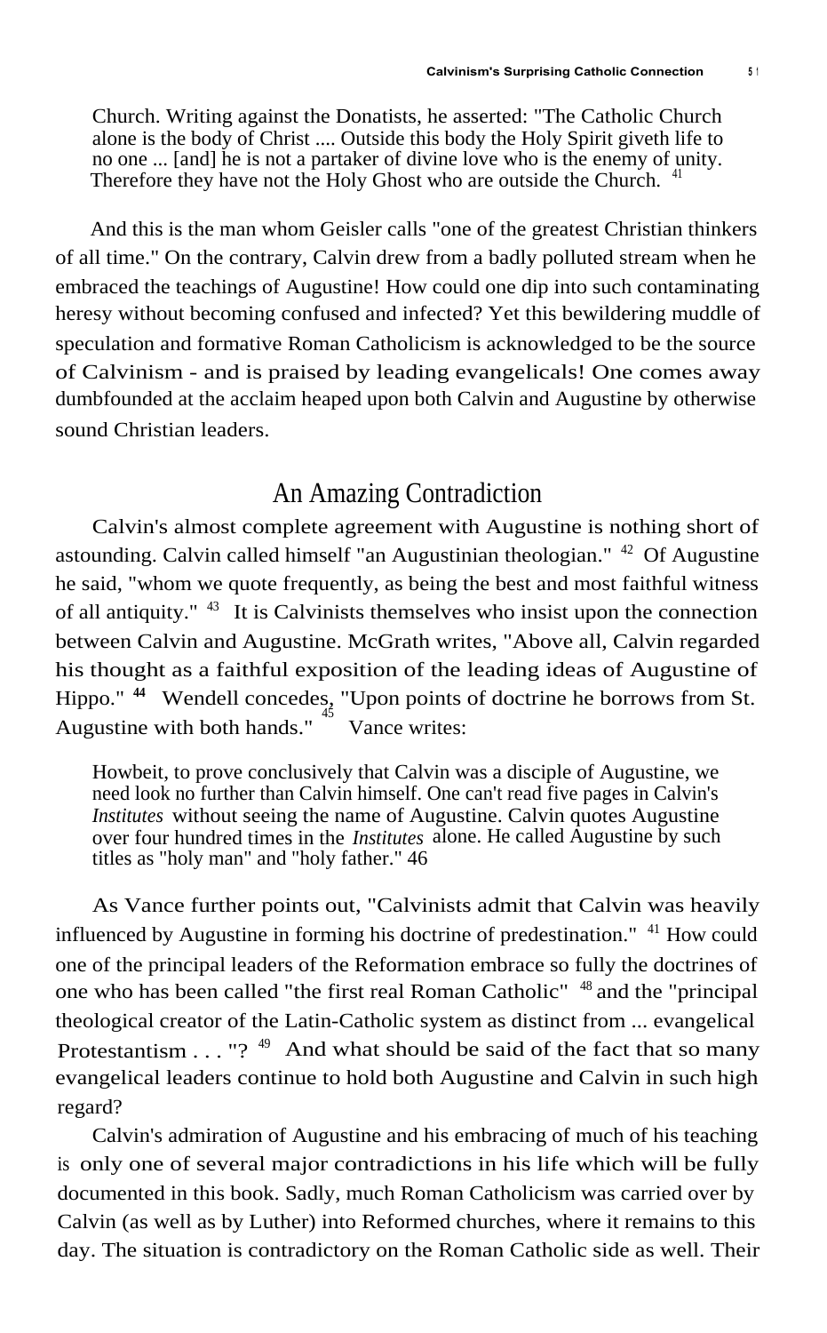> Church. Writing against the Donatists, he asserted: "The Catholic Church alone is the body of Christ .... Outside this body the Holy Spirit giveth life to no one ... [and] he is not a partaker of divine love who is the enemy of unity. Therefore they have not the Holy Ghost who are outside the Church. [41]

And this is the man whom Geisler calls "one of the greatest Christian thinkers of all time." On the contrary, Calvin drew from a badly polluted stream when he embraced the teachings of Augustine! How could one dip into such contaminating heresy without becoming confused and infected? Yet this bewildering muddle of speculation and formative Roman Catholicism is acknowledged to be the source of Calvinism - and is praised by leading evangelicals! One comes away dumbfounded at the acclaim heaped upon both Calvin and Augustine by otherwise sound Christian leaders.

## An Amazing Contradiction

Calvin's almost complete agreement with Augustine is nothing short of astounding. Calvin called himself "an Augustinian theologian." [42] Of Augustine he said, "whom we quote frequently, as being the best and most faithful witness of all antiquity." [43] It is Calvinists themselves who insist upon the connection between Calvin and Augustine. McGrath writes, "Above all, Calvin regarded his thought as a faithful exposition of the leading ideas of Augustine of Hippo." [44] Wendell concedes, "Upon points of doctrine he borrows from St. Augustine with both hands." [45] Vance writes:

> Howbeit, to prove conclusively that Calvin was a disciple of Augustine, we need look no further than Calvin himself. One can't read five pages in Calvin's *Institutes* without seeing the name of Augustine. Calvin quotes Augustine over four hundred times in the *Institutes* alone. He called Augustine by such titles as "holy man" and "holy father." 46

As Vance further points out, "Calvinists admit that Calvin was heavily influenced by Augustine in forming his doctrine of predestination." [41] How could one of the principal leaders of the Reformation embrace so fully the doctrines of one who has been called "the first real Roman Catholic" [48] and the "principal theological creator of the Latin-Catholic system as distinct from ... evangelical Protestantism . . . "? [49] And what should be said of the fact that so many evangelical leaders continue to hold both Augustine and Calvin in such high regard?

Calvin's admiration of Augustine and his embracing of much of his teaching is only one of several major contradictions in his life which will be fully documented in this book. Sadly, much Roman Catholicism was carried over by Calvin (as well as by Luther) into Reformed churches, where it remains to this day. The situation is contradictory on the Roman Catholic side as well. Their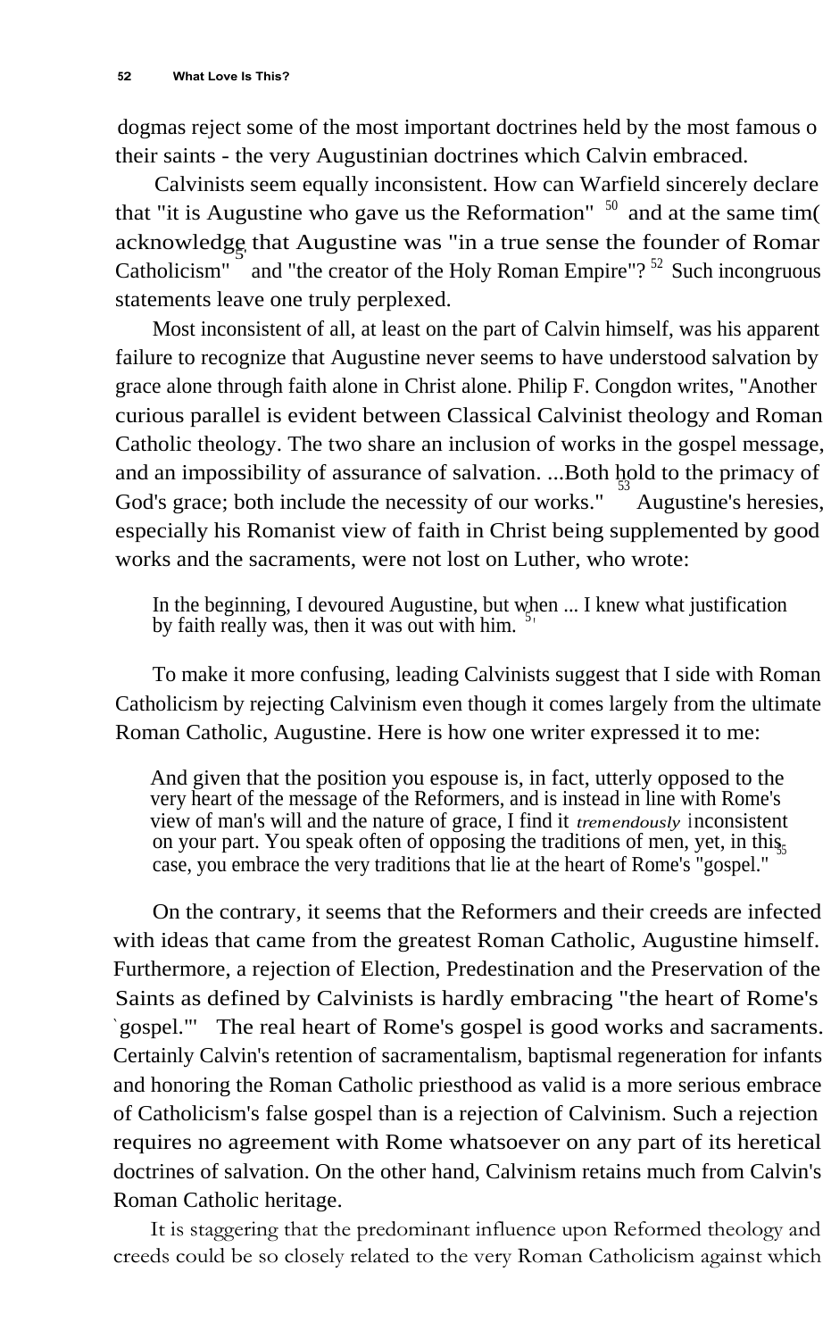dogmas reject some of the most important doctrines held by the most famous o their saints - the very Augustinian doctrines which Calvin embraced.

Calvinists seem equally inconsistent. How can Warfield sincerely declare that "it is Augustine who gave us the Reformation" [50] and at the same tim( acknowledge that Augustine was "in a true sense the founder of Romar Catholicism" [51] and "the creator of the Holy Roman Empire"? [52] Such incongruous statements leave one truly perplexed.

Most inconsistent of all, at least on the part of Calvin himself, was his apparent failure to recognize that Augustine never seems to have understood salvation by grace alone through faith alone in Christ alone. Philip F. Congdon writes, "Another curious parallel is evident between Classical Calvinist theology and Roman Catholic theology. The two share an inclusion of works in the gospel message, and an impossibility of assurance of salvation. ...Both hold to the primacy of God's grace; both include the necessity of our works." [53] Augustine's heresies, especially his Romanist view of faith in Christ being supplemented by good works and the sacraments, were not lost on Luther, who wrote:

> In the beginning, I devoured Augustine, but when ... I knew what justification by faith really was, then it was out with him. [54]

To make it more confusing, leading Calvinists suggest that I side with Roman Catholicism by rejecting Calvinism even though it comes largely from the ultimate Roman Catholic, Augustine. Here is how one writer expressed it to me:

> And given that the position you espouse is, in fact, utterly opposed to the very heart of the message of the Reformers, and is instead in line with Rome's view of man's will and the nature of grace, I find it *tremendously* inconsistent on your part. You speak often of opposing the traditions of men, yet, in this case, you embrace the very traditions that lie at the heart of Rome's "gospel." [55]

On the contrary, it seems that the Reformers and their creeds are infected with ideas that came from the greatest Roman Catholic, Augustine himself. Furthermore, a rejection of Election, Predestination and the Preservation of the Saints as defined by Calvinists is hardly embracing "the heart of Rome's `gospel.'" The real heart of Rome's gospel is good works and sacraments. Certainly Calvin's retention of sacramentalism, baptismal regeneration for infants and honoring the Roman Catholic priesthood as valid is a more serious embrace of Catholicism's false gospel than is a rejection of Calvinism. Such a rejection requires no agreement with Rome whatsoever on any part of its heretical doctrines of salvation. On the other hand, Calvinism retains much from Calvin's Roman Catholic heritage.

It is staggering that the predominant influence upon Reformed theology and creeds could be so closely related to the very Roman Catholicism against which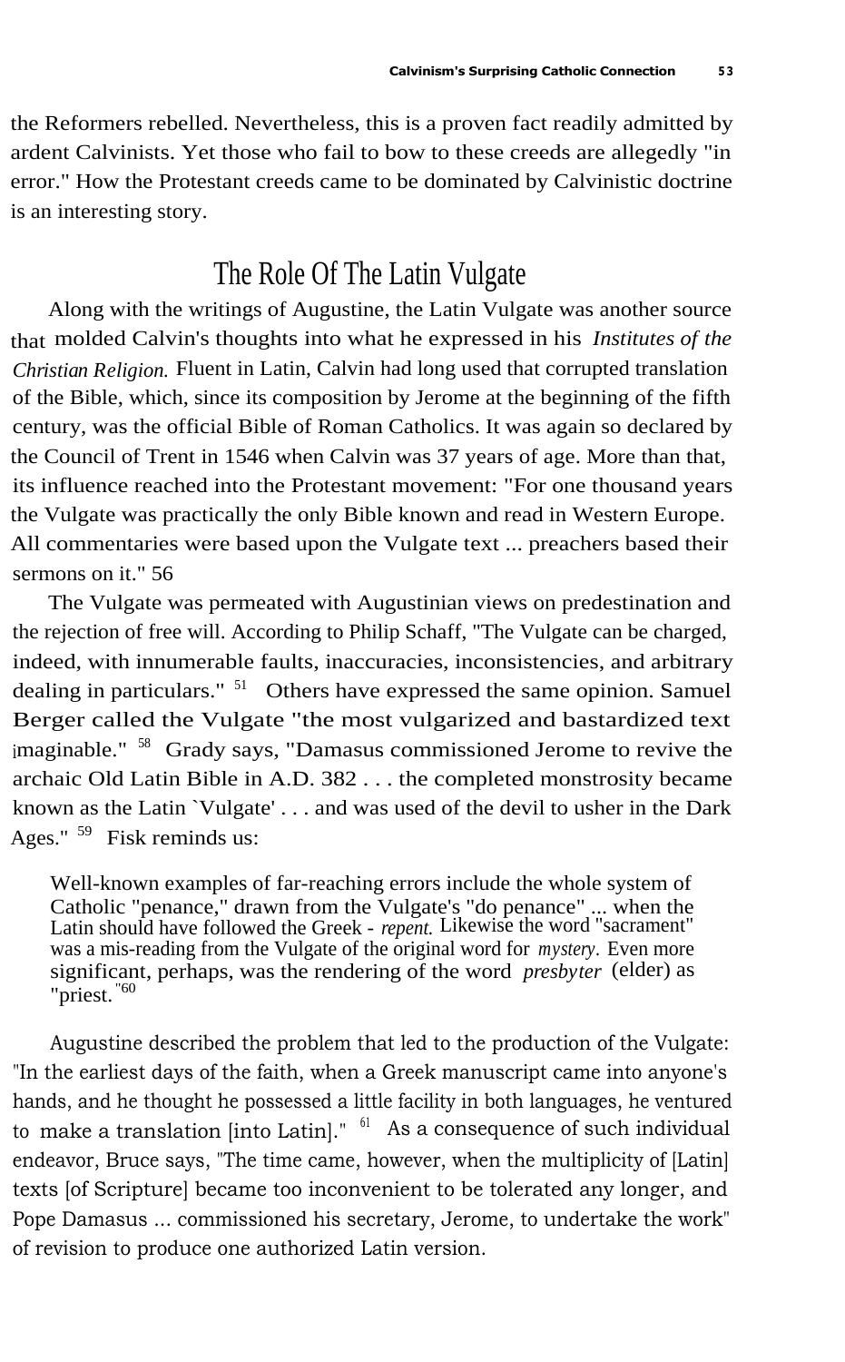the Reformers rebelled. Nevertheless, this is a proven fact readily admitted by ardent Calvinists. Yet those who fail to bow to these creeds are allegedly "in error." How the Protestant creeds came to be dominated by Calvinistic doctrine is an interesting story.

## The Role Of The Latin Vulgate

Along with the writings of Augustine, the Latin Vulgate was another source that molded Calvin's thoughts into what he expressed in his *Institutes of the Christian Religion.* Fluent in Latin, Calvin had long used that corrupted translation of the Bible, which, since its composition by Jerome at the beginning of the fifth century, was the official Bible of Roman Catholics. It was again so declared by the Council of Trent in 1546 when Calvin was 37 years of age. More than that, its influence reached into the Protestant movement: "For one thousand years the Vulgate was practically the only Bible known and read in Western Europe. All commentaries were based upon the Vulgate text ... preachers based their sermons on it." 56

The Vulgate was permeated with Augustinian views on predestination and the rejection of free will. According to Philip Schaff, "The Vulgate can be charged, indeed, with innumerable faults, inaccuracies, inconsistencies, and arbitrary dealing in particulars." [51] Others have expressed the same opinion. Samuel Berger called the Vulgate "the most vulgarized and bastardized text imaginable." [58] Grady says, "Damasus commissioned Jerome to revive the archaic Old Latin Bible in A.D. 382 . . . the completed monstrosity became known as the Latin `Vulgate' . . . and was used of the devil to usher in the Dark Ages." [59] Fisk reminds us:

> Well-known examples of far-reaching errors include the whole system of Catholic "penance," drawn from the Vulgate's "do penance" ... when the Latin should have followed the Greek - *repent.* Likewise the word "sacrament" was a mis-reading from the Vulgate of the original word for *mystery*. Even more significant, perhaps, was the rendering of the word *presbyter* (elder) as "priest."[60]

Augustine described the problem that led to the production of the Vulgate: "In the earliest days of the faith, when a Greek manuscript came into anyone's hands, and he thought he possessed a little facility in both languages, he ventured to make a translation [into Latin]." [61] As a consequence of such individual endeavor, Bruce says, "The time came, however, when the multiplicity of [Latin] texts [of Scripture] became too inconvenient to be tolerated any longer, and Pope Damasus ... commissioned his secretary, Jerome, to undertake the work" of revision to produce one authorized Latin version.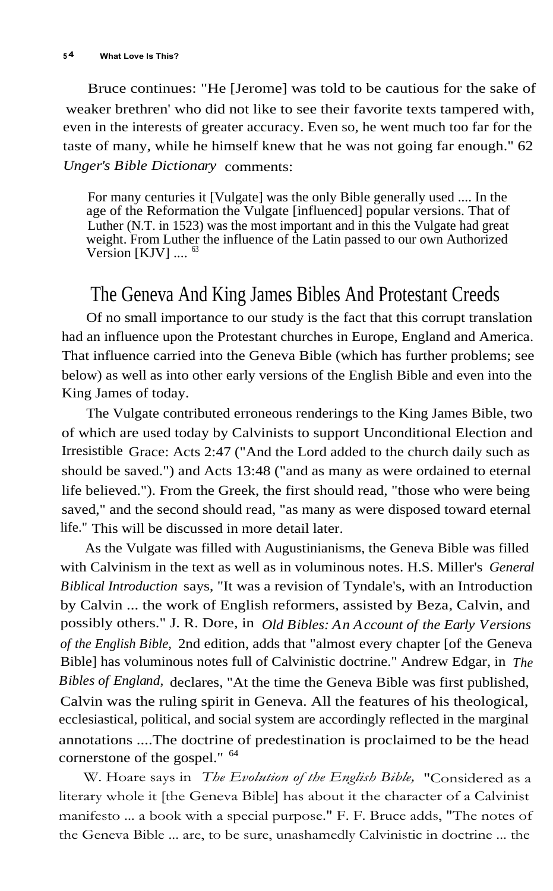Bruce continues: "He [Jerome] was told to be cautious for the sake of weaker brethren' who did not like to see their favorite texts tampered with, even in the interests of greater accuracy. Even so, he went much too far for the taste of many, while he himself knew that he was not going far enough." 62 *Unger's Bible Dictionary* comments:

> For many centuries it [Vulgate] was the only Bible generally used .... In the age of the Reformation the Vulgate [influenced] popular versions. That of Luther (N.T. in 1523) was the most important and in this the Vulgate had great weight. From Luther the influence of the Latin passed to our own Authorized Version [KJV] .... [63]

## The Geneva And King James Bibles And Protestant Creeds

Of no small importance to our study is the fact that this corrupt translation had an influence upon the Protestant churches in Europe, England and America. That influence carried into the Geneva Bible (which has further problems; see below) as well as into other early versions of the English Bible and even into the King James of today.

The Vulgate contributed erroneous renderings to the King James Bible, two of which are used today by Calvinists to support Unconditional Election and Irresistible Grace: Acts 2:47 ("And the Lord added to the church daily such as should be saved.") and Acts 13:48 ("and as many as were ordained to eternal life believed."). From the Greek, the first should read, "those who were being saved," and the second should read, "as many as were disposed toward eternal life." This will be discussed in more detail later.

As the Vulgate was filled with Augustinianisms, the Geneva Bible was filled with Calvinism in the text as well as in voluminous notes. H.S. Miller's *General Biblical Introduction* says, "It was a revision of Tyndale's, with an Introduction by Calvin ... the work of English reformers, assisted by Beza, Calvin, and possibly others." J. R. Dore, in *Old Bibles: An Account of the Early Versions of the English Bible,* 2nd edition, adds that "almost every chapter [of the Geneva Bible] has voluminous notes full of Calvinistic doctrine." Andrew Edgar, in *The Bibles of England,* declares, "At the time the Geneva Bible was first published, Calvin was the ruling spirit in Geneva. All the features of his theological, ecclesiastical, political, and social system are accordingly reflected in the marginal annotations ....The doctrine of predestination is proclaimed to be the head cornerstone of the gospel." [64]

W. Hoare says in *The Evolution of the English Bible,* "Considered as a literary whole it [the Geneva Bible] has about it the character of a Calvinist manifesto ... a book with a special purpose." F. F. Bruce adds, "The notes of the Geneva Bible ... are, to be sure, unashamedly Calvinistic in doctrine ... the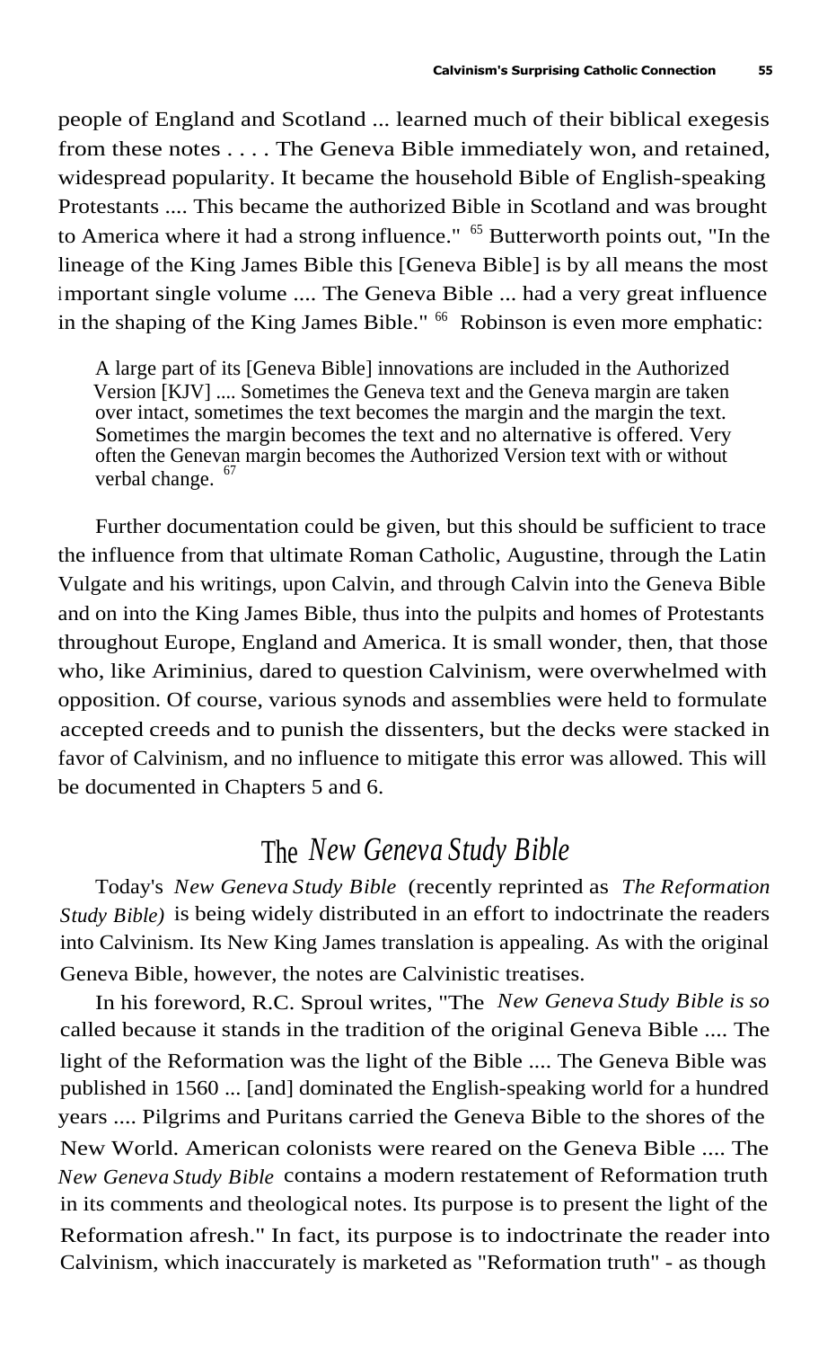people of England and Scotland ... learned much of their biblical exegesis from these notes . . . . The Geneva Bible immediately won, and retained, widespread popularity. It became the household Bible of English-speaking Protestants .... This became the authorized Bible in Scotland and was brought to America where it had a strong influence." [65] Butterworth points out, "In the lineage of the King James Bible this [Geneva Bible] is by all means the most important single volume .... The Geneva Bible ... had a very great influence in the shaping of the King James Bible." [66] Robinson is even more emphatic:

> A large part of its [Geneva Bible] innovations are included in the Authorized Version [KJV] .... Sometimes the Geneva text and the Geneva margin are taken over intact, sometimes the text becomes the margin and the margin the text. Sometimes the margin becomes the text and no alternative is offered. Very often the Genevan margin becomes the Authorized Version text with or without verbal change. [67]

Further documentation could be given, but this should be sufficient to trace the influence from that ultimate Roman Catholic, Augustine, through the Latin Vulgate and his writings, upon Calvin, and through Calvin into the Geneva Bible and on into the King James Bible, thus into the pulpits and homes of Protestants throughout Europe, England and America. It is small wonder, then, that those who, like Ariminius, dared to question Calvinism, were overwhelmed with opposition. Of course, various synods and assemblies were held to formulate accepted creeds and to punish the dissenters, but the decks were stacked in favor of Calvinism, and no influence to mitigate this error was allowed. This will be documented in Chapters 5 and 6.

## The *New Geneva Study Bible*

Today's *New Geneva Study Bible* (recently reprinted as *The Reformation Study Bible)* is being widely distributed in an effort to indoctrinate the readers into Calvinism. Its New King James translation is appealing. As with the original Geneva Bible, however, the notes are Calvinistic treatises.

In his foreword, R.C. Sproul writes, "The *New Geneva Study Bible is so* called because it stands in the tradition of the original Geneva Bible .... The light of the Reformation was the light of the Bible .... The Geneva Bible was published in 1560 ... [and] dominated the English-speaking world for a hundred years .... Pilgrims and Puritans carried the Geneva Bible to the shores of the New World. American colonists were reared on the Geneva Bible .... The *New Geneva Study Bible* contains a modern restatement of Reformation truth in its comments and theological notes. Its purpose is to present the light of the Reformation afresh." In fact, its purpose is to indoctrinate the reader into Calvinism, which inaccurately is marketed as "Reformation truth" - as though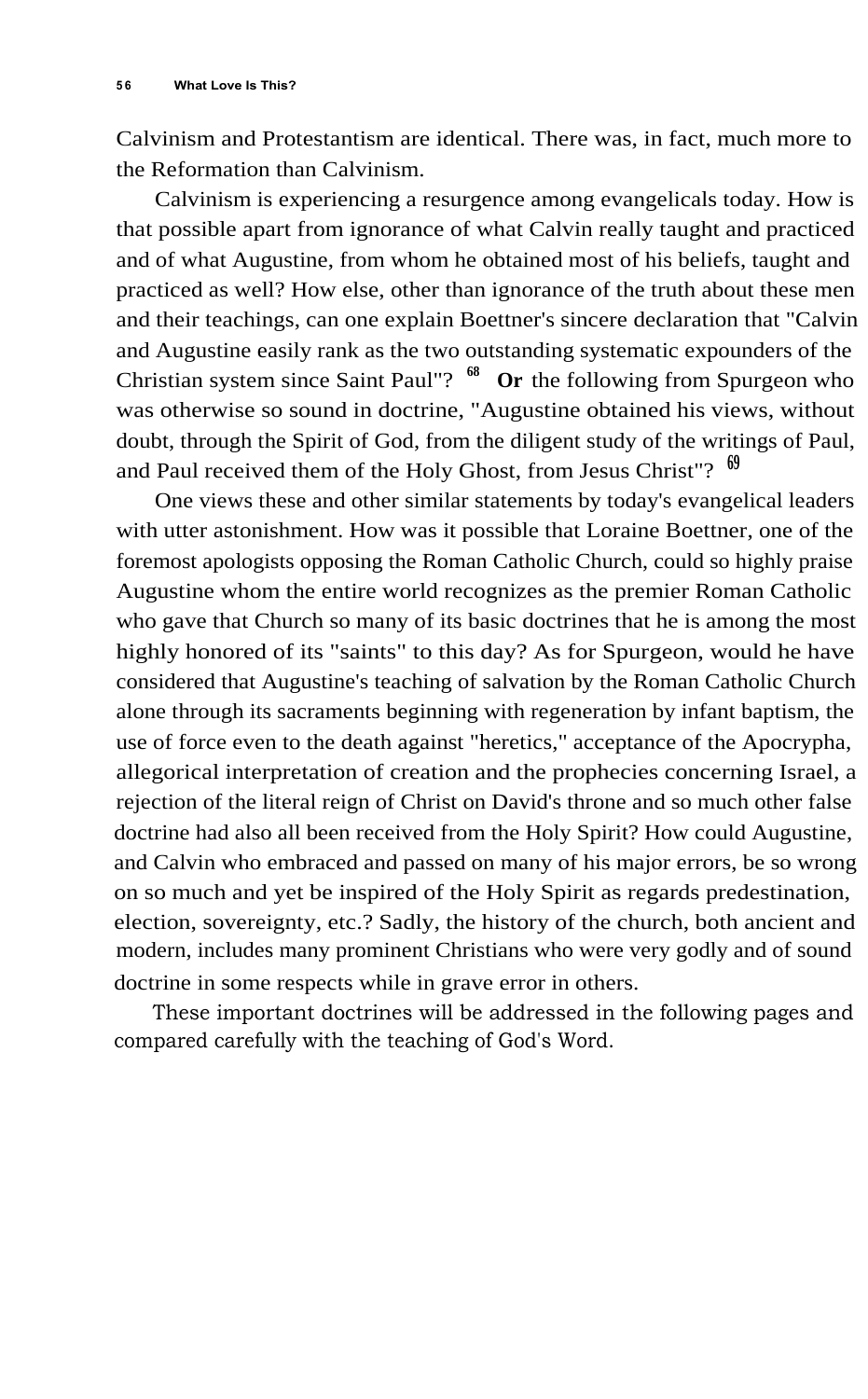Calvinism and Protestantism are identical. There was, in fact, much more to the Reformation than Calvinism.

Calvinism is experiencing a resurgence among evangelicals today. How is that possible apart from ignorance of what Calvin really taught and practiced and of what Augustine, from whom he obtained most of his beliefs, taught and practiced as well? How else, other than ignorance of the truth about these men and their teachings, can one explain Boettner's sincere declaration that "Calvin and Augustine easily rank as the two outstanding systematic expounders of the Christian system since Saint Paul"? [68] **Or** the following from Spurgeon who was otherwise so sound in doctrine, "Augustine obtained his views, without doubt, through the Spirit of God, from the diligent study of the writings of Paul, and Paul received them of the Holy Ghost, from Jesus Christ"? [69]

One views these and other similar statements by today's evangelical leaders with utter astonishment. How was it possible that Loraine Boettner, one of the foremost apologists opposing the Roman Catholic Church, could so highly praise Augustine whom the entire world recognizes as the premier Roman Catholic who gave that Church so many of its basic doctrines that he is among the most highly honored of its "saints" to this day? As for Spurgeon, would he have considered that Augustine's teaching of salvation by the Roman Catholic Church alone through its sacraments beginning with regeneration by infant baptism, the use of force even to the death against "heretics," acceptance of the Apocrypha, allegorical interpretation of creation and the prophecies concerning Israel, a rejection of the literal reign of Christ on David's throne and so much other false doctrine had also all been received from the Holy Spirit? How could Augustine, and Calvin who embraced and passed on many of his major errors, be so wrong on so much and yet be inspired of the Holy Spirit as regards predestination, election, sovereignty, etc.? Sadly, the history of the church, both ancient and modern, includes many prominent Christians who were very godly and of sound doctrine in some respects while in grave error in others.

These important doctrines will be addressed in the following pages and compared carefully with the teaching of God's Word.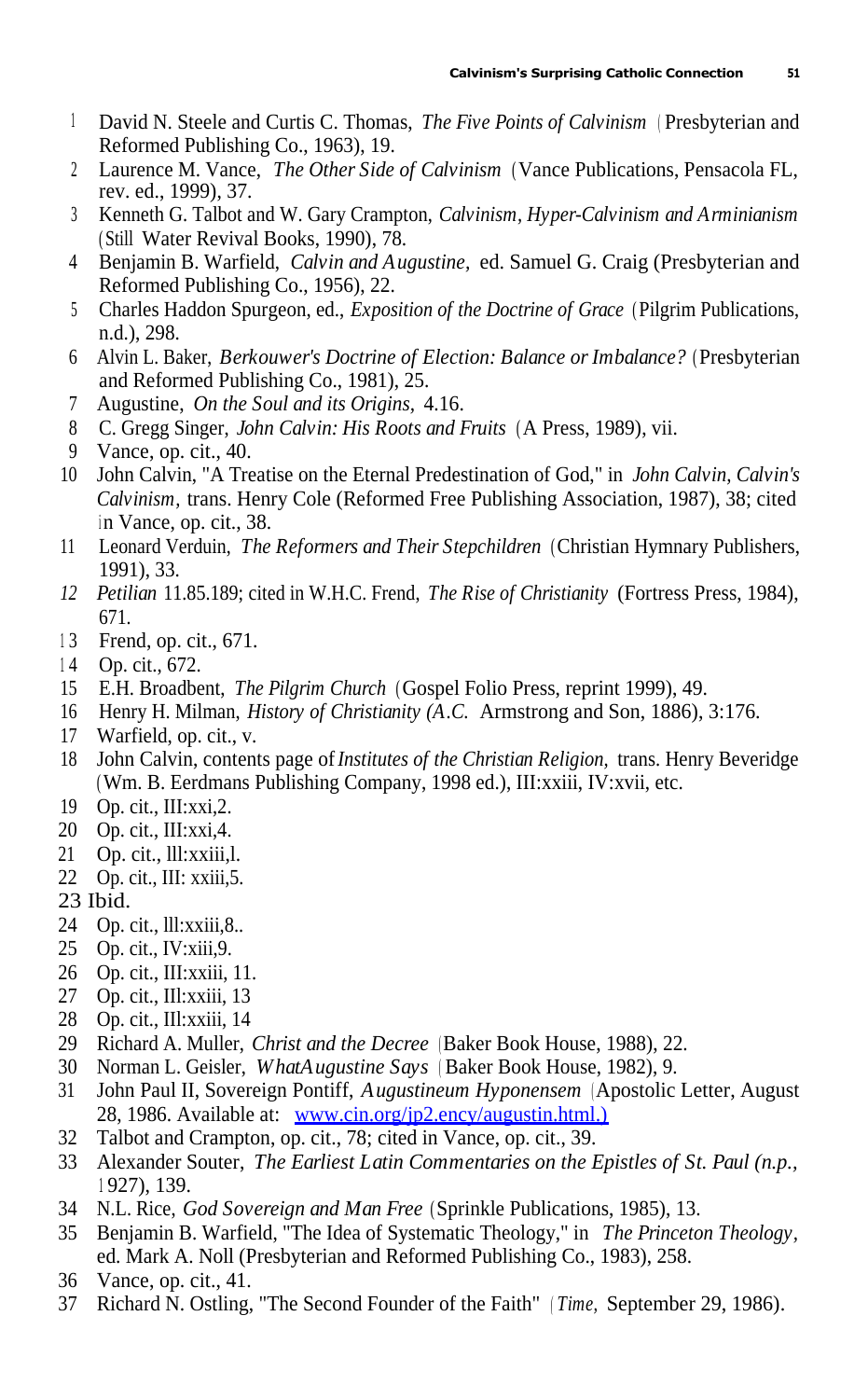1. David N. Steele and Curtis C. Thomas, *The Five Points of Calvinism* (Presbyterian and Reformed Publishing Co., 1963), 19.
2. Laurence M. Vance, *The Other Side of Calvinism* (Vance Publications, Pensacola FL, rev. ed., 1999), 37.
3. Kenneth G. Talbot and W. Gary Crampton, *Calvinism, Hyper-Calvinism and Arminianism* (Still Water Revival Books, 1990), 78.
4. Benjamin B. Warfield, *Calvin and Augustine,* ed. Samuel G. Craig (Presbyterian and Reformed Publishing Co., 1956), 22.
5. Charles Haddon Spurgeon, ed., *Exposition of the Doctrine of Grace* (Pilgrim Publications, n.d.), 298.
6. Alvin L. Baker, *Berkouwer's Doctrine of Election: Balance or Imbalance?* (Presbyterian and Reformed Publishing Co., 1981), 25.
7. Augustine, *On the Soul and its Origins,* 4.16.
8. C. Gregg Singer, *John Calvin: His Roots and Fruits* (A Press, 1989), vii.
9. Vance, op. cit., 40.
10. John Calvin, "A Treatise on the Eternal Predestination of God," in *John Calvin, Calvin's Calvinism,* trans. Henry Cole (Reformed Free Publishing Association, 1987), 38; cited in Vance, op. cit., 38.
11. Leonard Verduin, *The Reformers and Their Stepchildren* (Christian Hymnary Publishers, 1991), 33.
12. *Petilian* 11.85.189; cited in W.H.C. Frend, *The Rise of Christianity* (Fortress Press, 1984), 671.
13. Frend, op. cit., 671.
14. Op. cit., 672.
15. E.H. Broadbent, *The Pilgrim Church* (Gospel Folio Press, reprint 1999), 49.
16. Henry H. Milman, *History of Christianity (A.C.* Armstrong and Son, 1886), 3:176.
17. Warfield, op. cit., v.
18. John Calvin, contents page of *Institutes of the Christian Religion,* trans. Henry Beveridge (Wm. B. Eerdmans Publishing Company, 1998 ed.), III:xxiii, IV:xvii, etc.
19. Op. cit., III:xxi,2.
20. Op. cit., III:xxi,4.
21. Op. cit., lll:xxiii,l.
22. Op. cit., III: xxiii,5.
23. Ibid.
24. Op. cit., lll:xxiii,8..
25. Op. cit., IV:xiii,9.
26. Op. cit., III:xxiii, 11.
27. Op. cit., Ill:xxiii, 13
28. Op. cit., Ill:xxiii, 14
29. Richard A. Muller, *Christ and the Decree* (Baker Book House, 1988), 22.
30. Norman L. Geisler, *WhatAugustine Says* (Baker Book House, 1982), 9.
31. John Paul II, Sovereign Pontiff, *Augustineum Hyponensem* (Apostolic Letter, August 28, 1986. Available at: www.cin.org/jp2.ency/augustin.html.)
32. Talbot and Crampton, op. cit., 78; cited in Vance, op. cit., 39.
33. Alexander Souter, *The Earliest Latin Commentaries on the Epistles of St. Paul (n.p.,* 1927), 139.
34. N.L. Rice, *God Sovereign and Man Free* (Sprinkle Publications, 1985), 13.
35. Benjamin B. Warfield, "The Idea of Systematic Theology," in *The Princeton Theology,* ed. Mark A. Noll (Presbyterian and Reformed Publishing Co., 1983), 258.
36. Vance, op. cit., 41.
37. Richard N. Ostling, "The Second Founder of the Faith" (*Time,* September 29, 1986).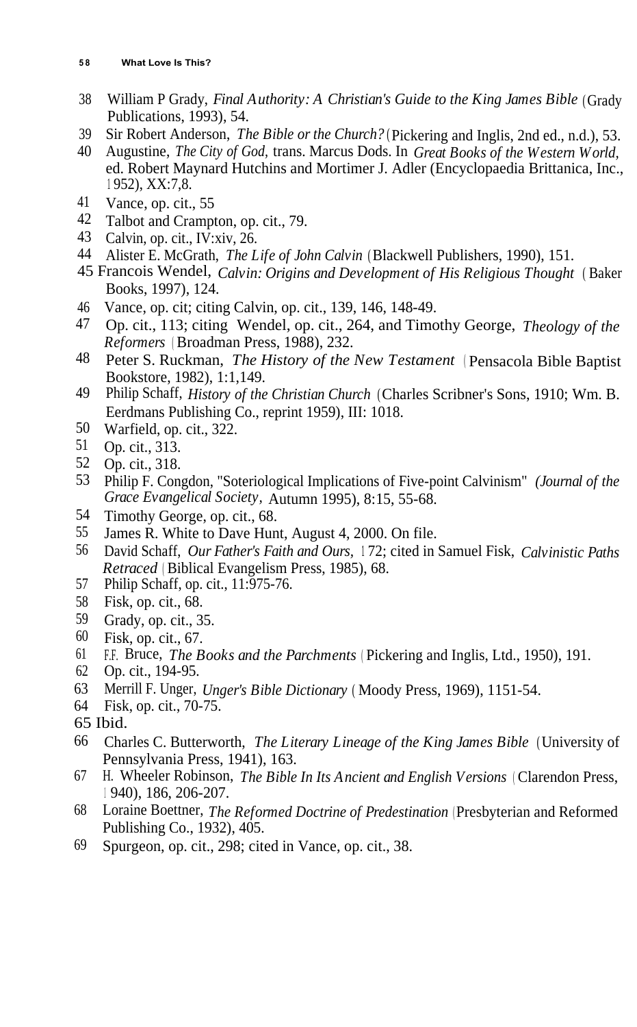38 William P Grady, *Final Authority: A Christian's Guide to the King James Bible* (Grady Publications, 1993), 54.

39 Sir Robert Anderson, *The Bible or the Church?* (Pickering and Inglis, 2nd ed., n.d.), 53.

40 Augustine, *The City of God,* trans. Marcus Dods. In *Great Books of the Western World,* ed. Robert Maynard Hutchins and Mortimer J. Adler (Encyclopaedia Brittanica, Inc., 1952), XX:7,8.

41 Vance, op. cit., 55

42 Talbot and Crampton, op. cit., 79.

43 Calvin, op. cit., IV:xiv, 26.

44 Alister E. McGrath, *The Life of John Calvin* (Blackwell Publishers, 1990), 151.

45 Francois Wendel, *Calvin: Origins and Development of His Religious Thought* (Baker Books, 1997), 124.

46 Vance, op. cit; citing Calvin, op. cit., 139, 146, 148-49.

47 Op. cit., 113; citing Wendel, op. cit., 264, and Timothy George, *Theology of the Reformers* (Broadman Press, 1988), 232.

48 Peter S. Ruckman, *The History of the New Testament* (Pensacola Bible Baptist Bookstore, 1982), 1:1,149.

49 Philip Schaff, *History of the Christian Church* (Charles Scribner's Sons, 1910; Wm. B. Eerdmans Publishing Co., reprint 1959), III: 1018.

50 Warfield, op. cit., 322.

51 Op. cit., 313.

52 Op. cit., 318.

53 Philip F. Congdon, "Soteriological Implications of Five-point Calvinism" *(Journal of the Grace Evangelical Society,* Autumn 1995), 8:15, 55-68.

54 Timothy George, op. cit., 68.

55 James R. White to Dave Hunt, August 4, 2000. On file.

56 David Schaff, *Our Father's Faith and Ours,* 172; cited in Samuel Fisk, *Calvinistic Paths Retraced* (Biblical Evangelism Press, 1985), 68.

57 Philip Schaff, op. cit., 11:975-76.

58 Fisk, op. cit., 68.

59 Grady, op. cit., 35.

60 Fisk, op. cit., 67.

61 F.F. Bruce, *The Books and the Parchments* (Pickering and Inglis, Ltd., 1950), 191.

62 Op. cit., 194-95.

63 Merrill F. Unger, *Unger's Bible Dictionary* (Moody Press, 1969), 1151-54.

64 Fisk, op. cit., 70-75.

65 Ibid.

66 Charles C. Butterworth, *The Literary Lineage of the King James Bible* (University of Pennsylvania Press, 1941), 163.

67 H. Wheeler Robinson, *The Bible In Its Ancient and English Versions* (Clarendon Press, 1940), 186, 206-207.

68 Loraine Boettner, *The Reformed Doctrine of Predestination* (Presbyterian and Reformed Publishing Co., 1932), 405.

69 Spurgeon, op. cit., 298; cited in Vance, op. cit., 38.